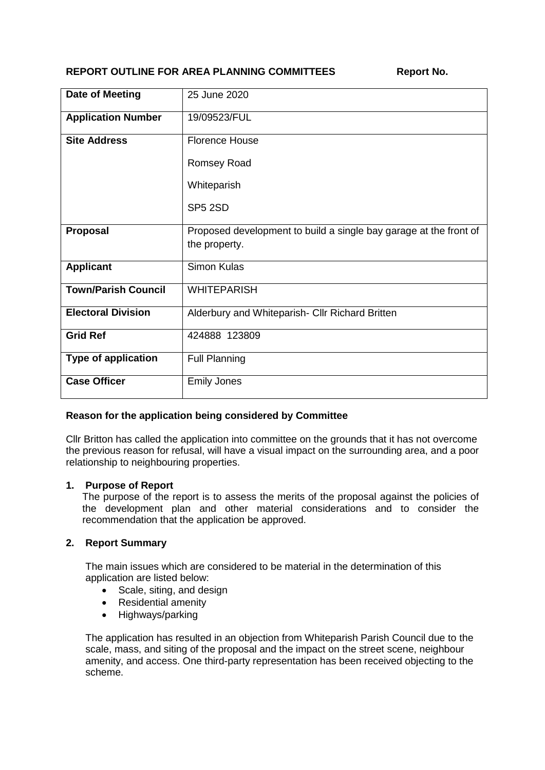**REPORT OUTLINE FOR AREA PLANNING COMMITTEES** **Report No.**

| | |
|---|---|
| **Date of Meeting** | 25 June 2020 |
| **Application Number** | 19/09523/FUL |
| **Site Address** | Florence House<br><br>Romsey Road<br><br>Whiteparish<br><br>SP5 2SD |
| **Proposal** | Proposed development to build a single bay garage at the front of the property. |
| **Applicant** | Simon Kulas |
| **Town/Parish Council** | WHITEPARISH |
| **Electoral Division** | Alderbury and Whiteparish- Cllr Richard Britten |
| **Grid Ref** | 424888 123809 |
| **Type of application** | Full Planning |
| **Case Officer** | Emily Jones |

**Reason for the application being considered by Committee**

Cllr Britton has called the application into committee on the grounds that it has not overcome the previous reason for refusal, will have a visual impact on the surrounding area, and a poor relationship to neighbouring properties.

**1. Purpose of Report**

The purpose of the report is to assess the merits of the proposal against the policies of the development plan and other material considerations and to consider the recommendation that the application be approved.

**2. Report Summary**

The main issues which are considered to be material in the determination of this application are listed below:

- Scale, siting, and design
- Residential amenity
- Highways/parking

The application has resulted in an objection from Whiteparish Parish Council due to the scale, mass, and siting of the proposal and the impact on the street scene, neighbour amenity, and access. One third-party representation has been received objecting to the scheme.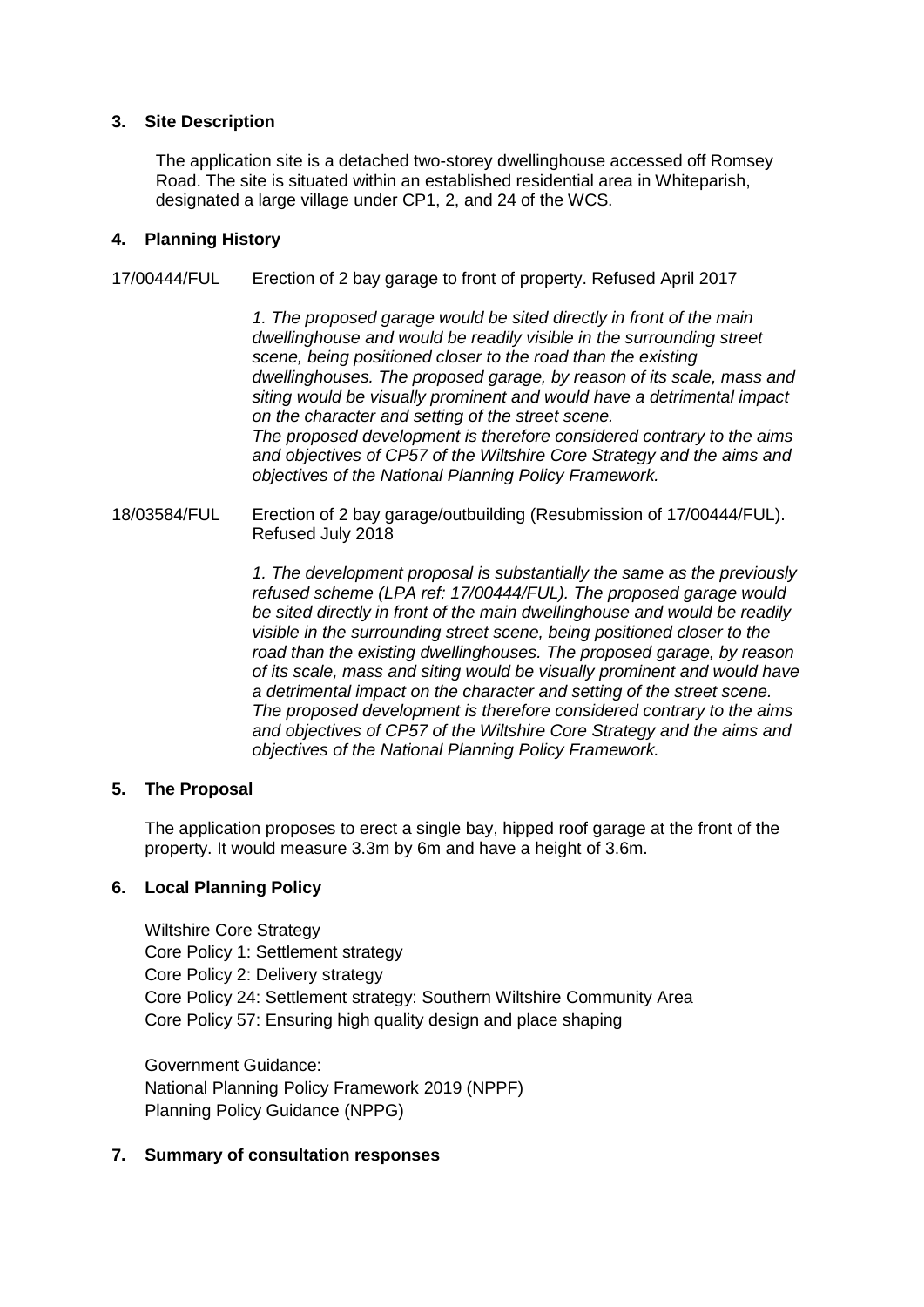### 3. Site Description

The application site is a detached two-storey dwellinghouse accessed off Romsey Road. The site is situated within an established residential area in Whiteparish, designated a large village under CP1, 2, and 24 of the WCS.

### 4. Planning History

17/00444/FUL Erection of 2 bay garage to front of property. Refused April 2017

*1. The proposed garage would be sited directly in front of the main dwellinghouse and would be readily visible in the surrounding street scene, being positioned closer to the road than the existing dwellinghouses. The proposed garage, by reason of its scale, mass and siting would be visually prominent and would have a detrimental impact on the character and setting of the street scene.*
*The proposed development is therefore considered contrary to the aims and objectives of CP57 of the Wiltshire Core Strategy and the aims and objectives of the National Planning Policy Framework.*

18/03584/FUL Erection of 2 bay garage/outbuilding (Resubmission of 17/00444/FUL). Refused July 2018

*1. The development proposal is substantially the same as the previously refused scheme (LPA ref: 17/00444/FUL). The proposed garage would be sited directly in front of the main dwellinghouse and would be readily visible in the surrounding street scene, being positioned closer to the road than the existing dwellinghouses. The proposed garage, by reason of its scale, mass and siting would be visually prominent and would have a detrimental impact on the character and setting of the street scene. The proposed development is therefore considered contrary to the aims and objectives of CP57 of the Wiltshire Core Strategy and the aims and objectives of the National Planning Policy Framework.*

### 5. The Proposal

The application proposes to erect a single bay, hipped roof garage at the front of the property. It would measure 3.3m by 6m and have a height of 3.6m.

### 6. Local Planning Policy

Wiltshire Core Strategy
Core Policy 1: Settlement strategy
Core Policy 2: Delivery strategy
Core Policy 24: Settlement strategy: Southern Wiltshire Community Area
Core Policy 57: Ensuring high quality design and place shaping

Government Guidance:
National Planning Policy Framework 2019 (NPPF)
Planning Policy Guidance (NPPG)

### 7. Summary of consultation responses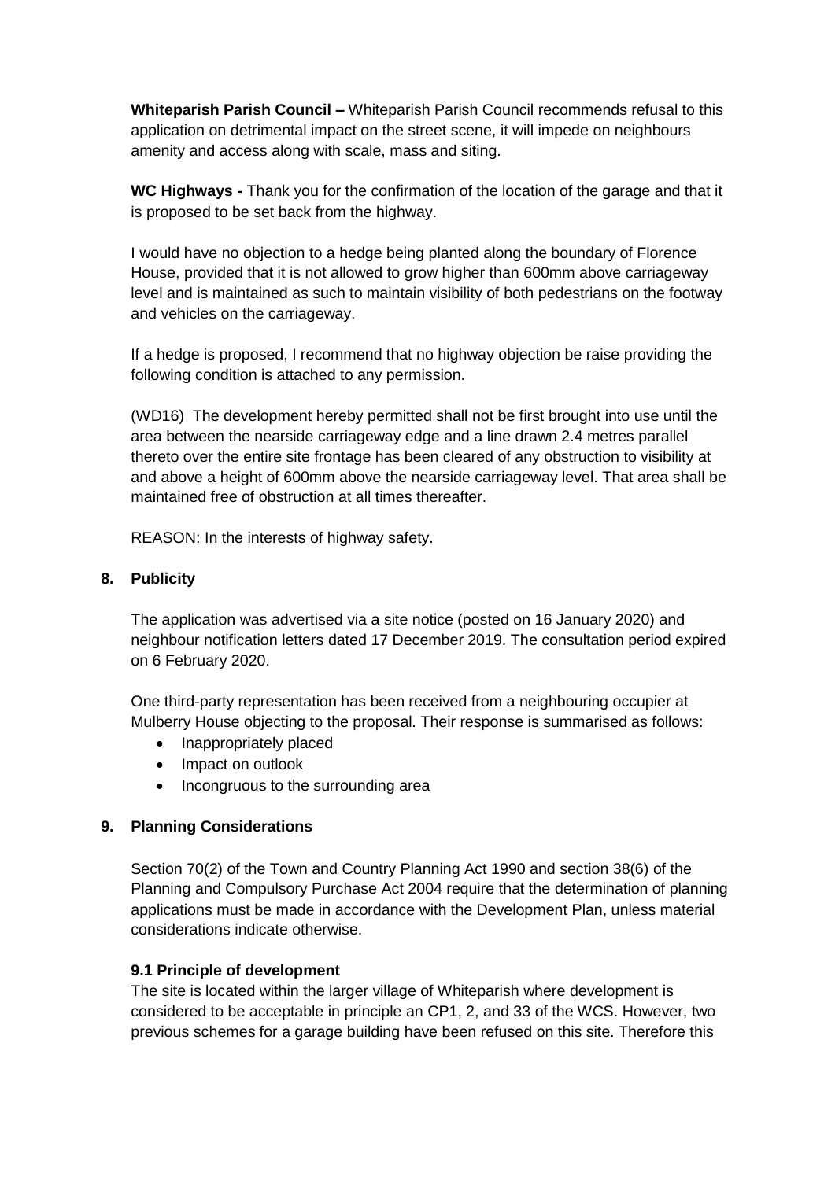**Whiteparish Parish Council –** Whiteparish Parish Council recommends refusal to this application on detrimental impact on the street scene, it will impede on neighbours amenity and access along with scale, mass and siting.

**WC Highways -** Thank you for the confirmation of the location of the garage and that it is proposed to be set back from the highway.

I would have no objection to a hedge being planted along the boundary of Florence House, provided that it is not allowed to grow higher than 600mm above carriageway level and is maintained as such to maintain visibility of both pedestrians on the footway and vehicles on the carriageway.

If a hedge is proposed, I recommend that no highway objection be raise providing the following condition is attached to any permission.

(WD16) The development hereby permitted shall not be first brought into use until the area between the nearside carriageway edge and a line drawn 2.4 metres parallel thereto over the entire site frontage has been cleared of any obstruction to visibility at and above a height of 600mm above the nearside carriageway level. That area shall be maintained free of obstruction at all times thereafter.

REASON: In the interests of highway safety.

## 8. Publicity

The application was advertised via a site notice (posted on 16 January 2020) and neighbour notification letters dated 17 December 2019. The consultation period expired on 6 February 2020.

One third-party representation has been received from a neighbouring occupier at Mulberry House objecting to the proposal. Their response is summarised as follows:

- Inappropriately placed
- Impact on outlook
- Incongruous to the surrounding area

## 9. Planning Considerations

Section 70(2) of the Town and Country Planning Act 1990 and section 38(6) of the Planning and Compulsory Purchase Act 2004 require that the determination of planning applications must be made in accordance with the Development Plan, unless material considerations indicate otherwise.

### 9.1 Principle of development

The site is located within the larger village of Whiteparish where development is considered to be acceptable in principle an CP1, 2, and 33 of the WCS. However, two previous schemes for a garage building have been refused on this site. Therefore this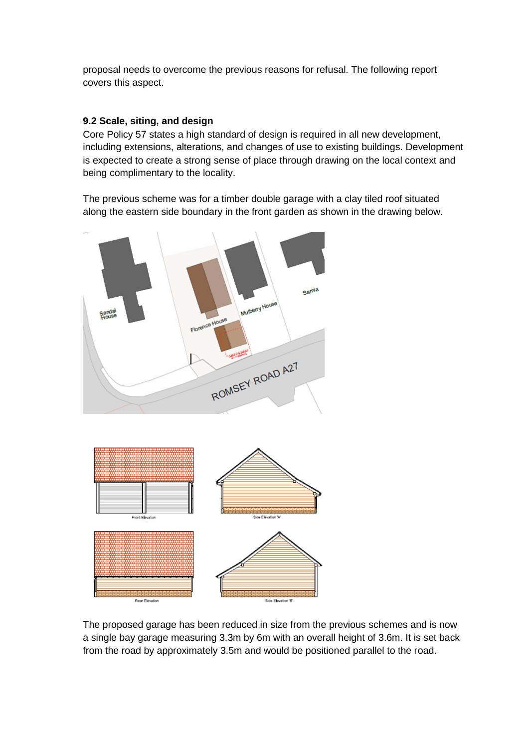proposal needs to overcome the previous reasons for refusal. The following report covers this aspect.

**9.2 Scale, siting, and design**

Core Policy 57 states a high standard of design is required in all new development, including extensions, alterations, and changes of use to existing buildings. Development is expected to create a strong sense of place through drawing on the local context and being complimentary to the locality.

The previous scheme was for a timber double garage with a clay tiled roof situated along the eastern side boundary in the front garden as shown in the drawing below.

The proposed garage has been reduced in size from the previous schemes and is now a single bay garage measuring 3.3m by 6m with an overall height of 3.6m. It is set back from the road by approximately 3.5m and would be positioned parallel to the road.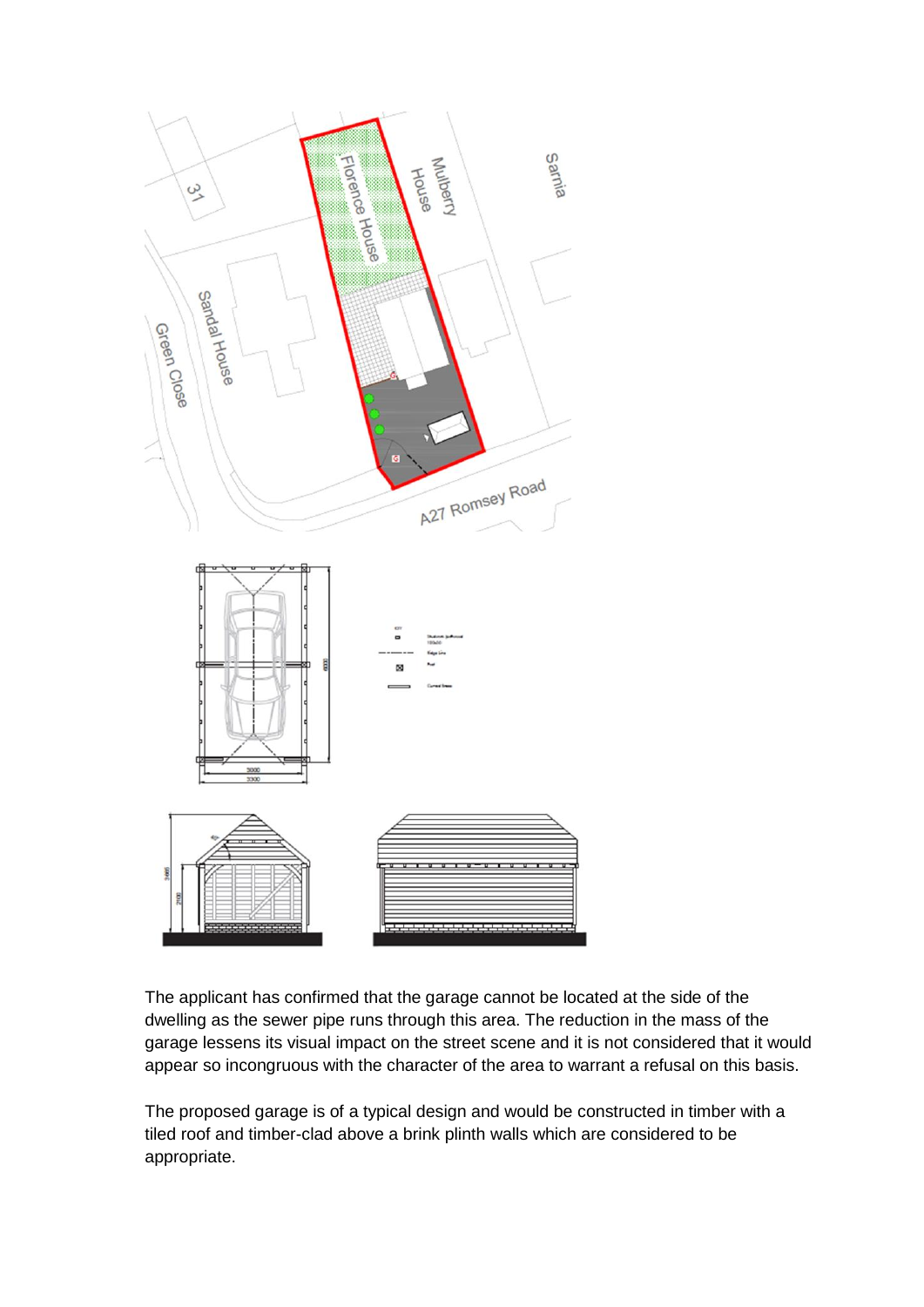The applicant has confirmed that the garage cannot be located at the side of the dwelling as the sewer pipe runs through this area. The reduction in the mass of the garage lessens its visual impact on the street scene and it is not considered that it would appear so incongruous with the character of the area to warrant a refusal on this basis.

The proposed garage is of a typical design and would be constructed in timber with a tiled roof and timber-clad above a brink plinth walls which are considered to be appropriate.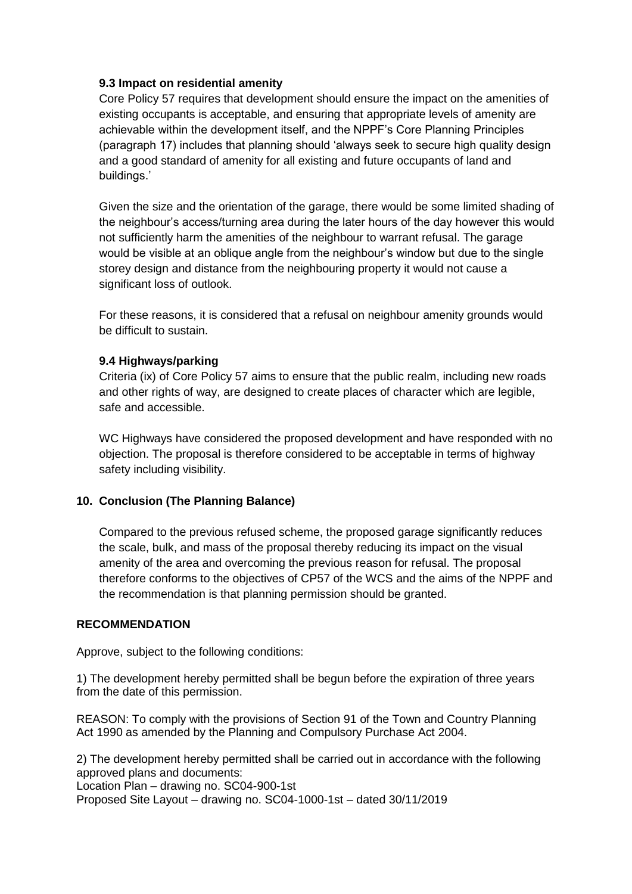### 9.3 Impact on residential amenity

Core Policy 57 requires that development should ensure the impact on the amenities of existing occupants is acceptable, and ensuring that appropriate levels of amenity are achievable within the development itself, and the NPPF's Core Planning Principles (paragraph 17) includes that planning should 'always seek to secure high quality design and a good standard of amenity for all existing and future occupants of land and buildings.'

Given the size and the orientation of the garage, there would be some limited shading of the neighbour's access/turning area during the later hours of the day however this would not sufficiently harm the amenities of the neighbour to warrant refusal. The garage would be visible at an oblique angle from the neighbour's window but due to the single storey design and distance from the neighbouring property it would not cause a significant loss of outlook.

For these reasons, it is considered that a refusal on neighbour amenity grounds would be difficult to sustain.

### 9.4 Highways/parking

Criteria (ix) of Core Policy 57 aims to ensure that the public realm, including new roads and other rights of way, are designed to create places of character which are legible, safe and accessible.

WC Highways have considered the proposed development and have responded with no objection. The proposal is therefore considered to be acceptable in terms of highway safety including visibility.

## 10. Conclusion (The Planning Balance)

Compared to the previous refused scheme, the proposed garage significantly reduces the scale, bulk, and mass of the proposal thereby reducing its impact on the visual amenity of the area and overcoming the previous reason for refusal. The proposal therefore conforms to the objectives of CP57 of the WCS and the aims of the NPPF and the recommendation is that planning permission should be granted.

## RECOMMENDATION

Approve, subject to the following conditions:

1) The development hereby permitted shall be begun before the expiration of three years from the date of this permission.

REASON: To comply with the provisions of Section 91 of the Town and Country Planning Act 1990 as amended by the Planning and Compulsory Purchase Act 2004.

2) The development hereby permitted shall be carried out in accordance with the following approved plans and documents:
Location Plan – drawing no. SC04-900-1st
Proposed Site Layout – drawing no. SC04-1000-1st – dated 30/11/2019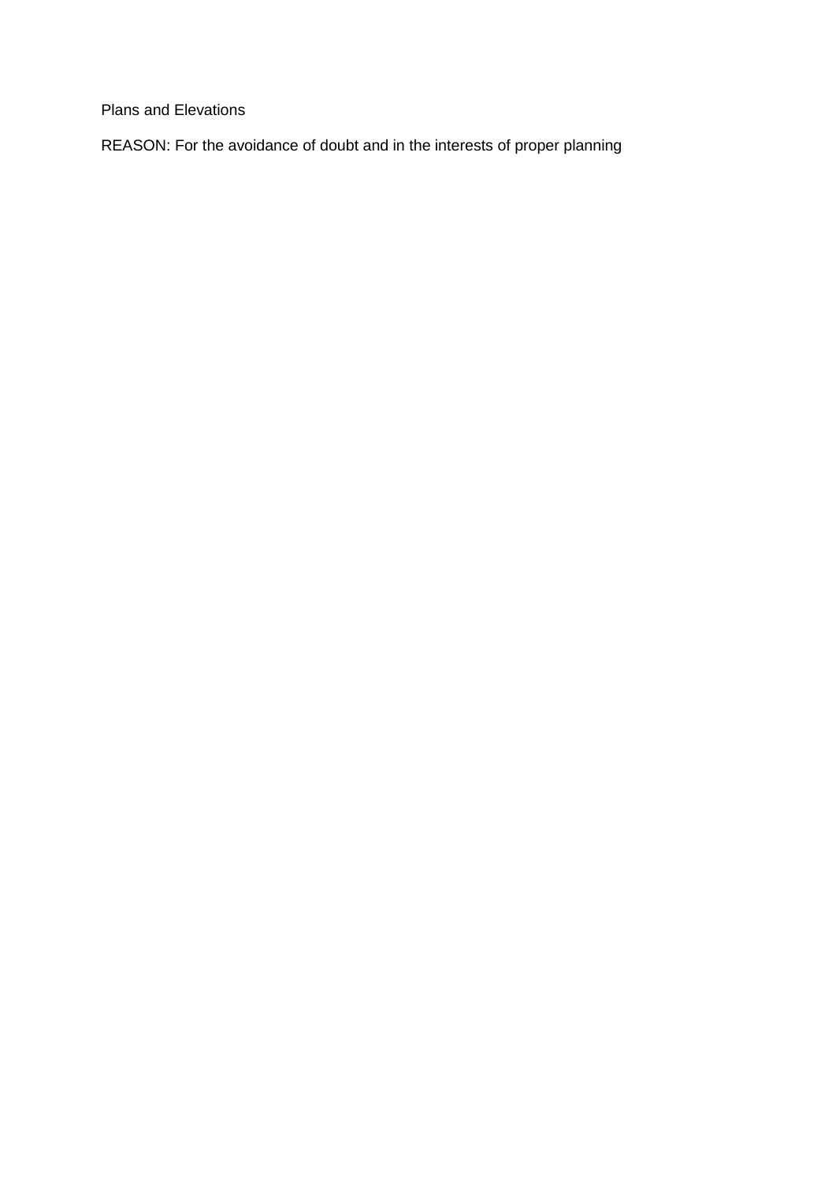Plans and Elevations

REASON: For the avoidance of doubt and in the interests of proper planning